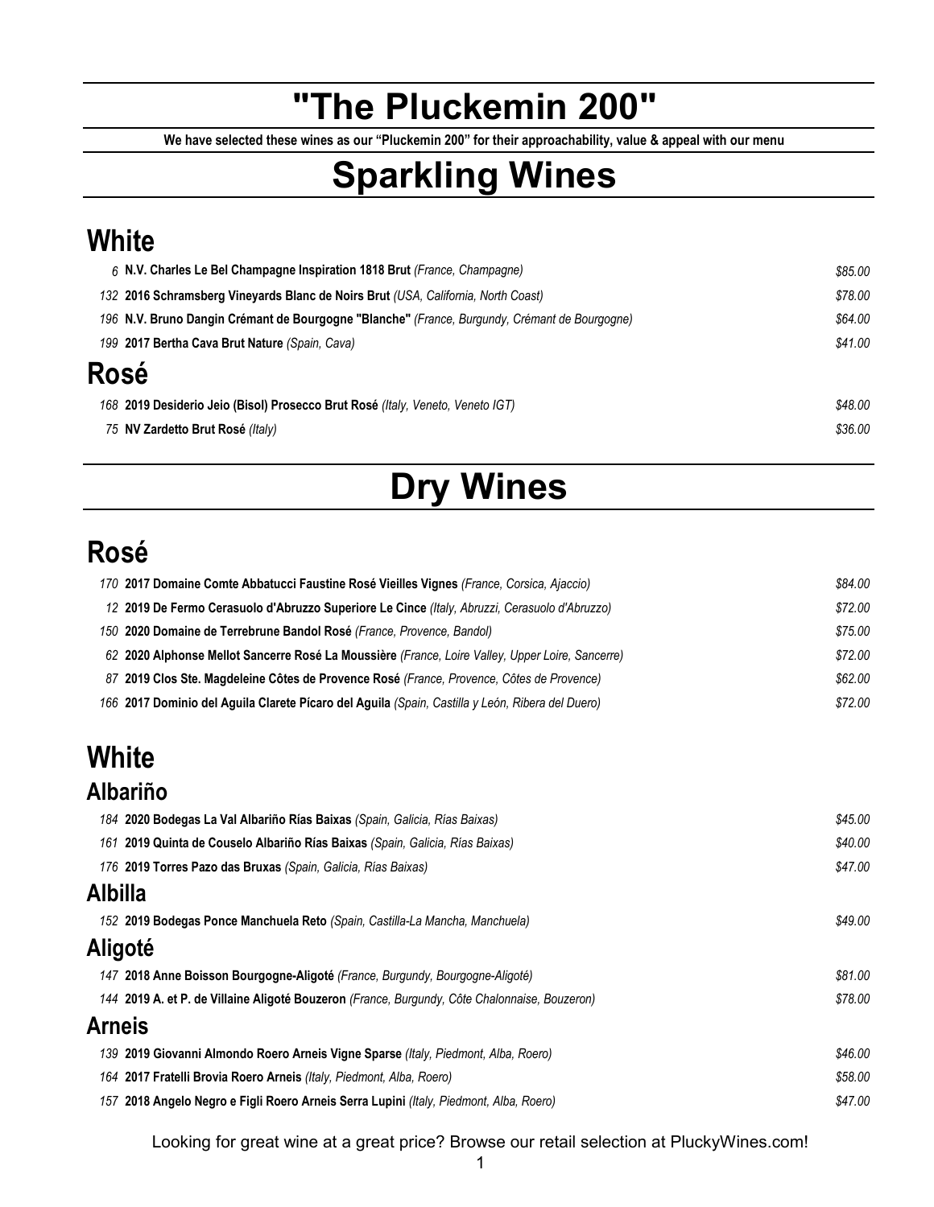# "The Pluckemin 200"

**We have selected these wines as our "Pluckemin 200" for their approachability, value & appeal with our menu**

# Sparkling Wines

## White

6 **N.V. Charles Le Bel Champagne Inspiration 1818 Brut** *(France, Champagne)* *$85.00*

132 **2016 Schramsberg Vineyards Blanc de Noirs Brut** *(USA, California, North Coast)* *$78.00*

196 **N.V. Bruno Dangin Crémant de Bourgogne "Blanche"** *(France, Burgundy, Crémant de Bourgogne)* *$64.00*

199 **2017 Bertha Cava Brut Nature** *(Spain, Cava)* *$41.00*

## Rosé

168 **2019 Desiderio Jeio (Bisol) Prosecco Brut Rosé** *(Italy, Veneto, Veneto IGT)* *$48.00*

75 **NV Zardetto Brut Rosé** *(Italy)* *$36.00*

# Dry Wines

## Rosé

170 **2017 Domaine Comte Abbatucci Faustine Rosé Vieilles Vignes** *(France, Corsica, Ajaccio)* *$84.00*

12 **2019 De Fermo Cerasuolo d'Abruzzo Superiore Le Cince** *(Italy, Abruzzi, Cerasuolo d'Abruzzo)* *$72.00*

150 **2020 Domaine de Terrebrune Bandol Rosé** *(France, Provence, Bandol)* *$75.00*

62 **2020 Alphonse Mellot Sancerre Rosé La Moussière** *(France, Loire Valley, Upper Loire, Sancerre)* *$72.00*

87 **2019 Clos Ste. Magdeleine Côtes de Provence Rosé** *(France, Provence, Côtes de Provence)* *$62.00*

166 **2017 Dominio del Aguila Clarete Pícaro del Aguila** *(Spain, Castilla y León, Ribera del Duero)* *$72.00*

## White

### Albariño

184 **2020 Bodegas La Val Albariño Rías Baixas** *(Spain, Galicia, Rías Baixas)* *$45.00*

161 **2019 Quinta de Couselo Albariño Rías Baixas** *(Spain, Galicia, Rías Baixas)* *$40.00*

176 **2019 Torres Pazo das Bruxas** *(Spain, Galicia, Rías Baixas)* *$47.00*

### Albilla

152 **2019 Bodegas Ponce Manchuela Reto** *(Spain, Castilla-La Mancha, Manchuela)* *$49.00*

### Aligoté

147 **2018 Anne Boisson Bourgogne-Aligoté** *(France, Burgundy, Bourgogne-Aligoté)* *$81.00*

144 **2019 A. et P. de Villaine Aligoté Bouzeron** *(France, Burgundy, Côte Chalonnaise, Bouzeron)* *$78.00*

### Arneis

139 **2019 Giovanni Almondo Roero Arneis Vigne Sparse** *(Italy, Piedmont, Alba, Roero)* *$46.00*

164 **2017 Fratelli Brovia Roero Arneis** *(Italy, Piedmont, Alba, Roero)* *$58.00*

157 **2018 Angelo Negro e Figli Roero Arneis Serra Lupini** *(Italy, Piedmont, Alba, Roero)* *$47.00*

Looking for great wine at a great price? Browse our retail selection at PluckyWines.com!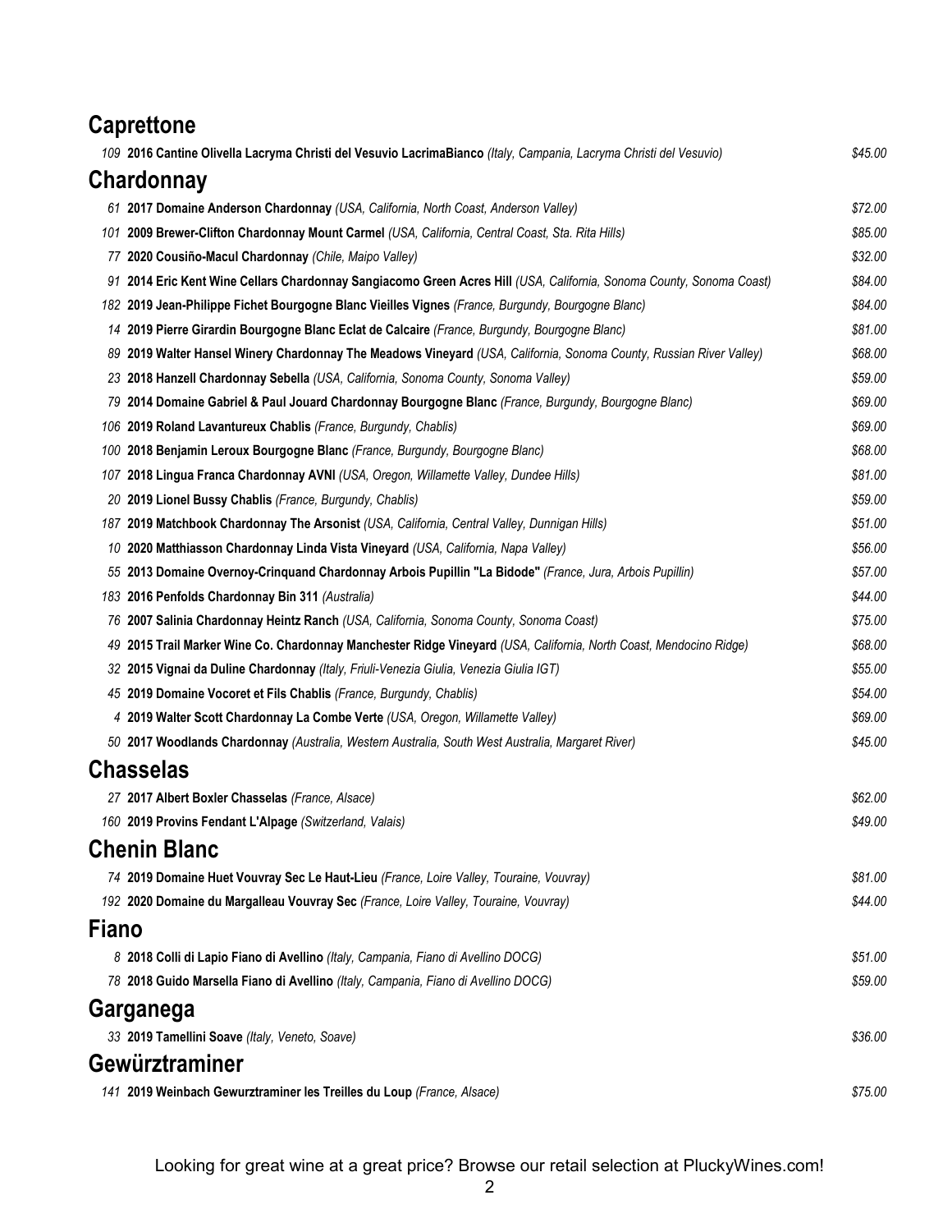## Caprettone

109 **2016 Cantine Olivella Lacryma Christi del Vesuvio LacrimaBianco** *(Italy, Campania, Lacryma Christi del Vesuvio)* *$45.00*

## Chardonnay

61 **2017 Domaine Anderson Chardonnay** *(USA, California, North Coast, Anderson Valley)* *$72.00*

101 **2009 Brewer-Clifton Chardonnay Mount Carmel** *(USA, California, Central Coast, Sta. Rita Hills)* *$85.00*

77 **2020 Cousiño-Macul Chardonnay** *(Chile, Maipo Valley)* *$32.00*

91 **2014 Eric Kent Wine Cellars Chardonnay Sangiacomo Green Acres Hill** *(USA, California, Sonoma County, Sonoma Coast)* *$84.00*

182 **2019 Jean-Philippe Fichet Bourgogne Blanc Vieilles Vignes** *(France, Burgundy, Bourgogne Blanc)* *$84.00*

14 **2019 Pierre Girardin Bourgogne Blanc Eclat de Calcaire** *(France, Burgundy, Bourgogne Blanc)* *$81.00*

89 **2019 Walter Hansel Winery Chardonnay The Meadows Vineyard** *(USA, California, Sonoma County, Russian River Valley)* *$68.00*

23 **2018 Hanzell Chardonnay Sebella** *(USA, California, Sonoma County, Sonoma Valley)* *$59.00*

79 **2014 Domaine Gabriel & Paul Jouard Chardonnay Bourgogne Blanc** *(France, Burgundy, Bourgogne Blanc)* *$69.00*

106 **2019 Roland Lavantureux Chablis** *(France, Burgundy, Chablis)* *$69.00*

100 **2018 Benjamin Leroux Bourgogne Blanc** *(France, Burgundy, Bourgogne Blanc)* *$68.00*

107 **2018 Lingua Franca Chardonnay AVNI** *(USA, Oregon, Willamette Valley, Dundee Hills)* *$81.00*

20 **2019 Lionel Bussy Chablis** *(France, Burgundy, Chablis)* *$59.00*

187 **2019 Matchbook Chardonnay The Arsonist** *(USA, California, Central Valley, Dunnigan Hills)* *$51.00*

10 **2020 Matthiasson Chardonnay Linda Vista Vineyard** *(USA, California, Napa Valley)* *$56.00*

55 **2013 Domaine Overnoy-Crinquand Chardonnay Arbois Pupillin "La Bidode"** *(France, Jura, Arbois Pupillin)* *$57.00*

183 **2016 Penfolds Chardonnay Bin 311** *(Australia)* *$44.00*

76 **2007 Salinia Chardonnay Heintz Ranch** *(USA, California, Sonoma County, Sonoma Coast)* *$75.00*

49 **2015 Trail Marker Wine Co. Chardonnay Manchester Ridge Vineyard** *(USA, California, North Coast, Mendocino Ridge)* *$68.00*

32 **2015 Vignai da Duline Chardonnay** *(Italy, Friuli-Venezia Giulia, Venezia Giulia IGT)* *$55.00*

45 **2019 Domaine Vocoret et Fils Chablis** *(France, Burgundy, Chablis)* *$54.00*

4 **2019 Walter Scott Chardonnay La Combe Verte** *(USA, Oregon, Willamette Valley)* *$69.00*

50 **2017 Woodlands Chardonnay** *(Australia, Western Australia, South West Australia, Margaret River)* *$45.00*

## Chasselas

27 **2017 Albert Boxler Chasselas** *(France, Alsace)* *$62.00*

160 **2019 Provins Fendant L'Alpage** *(Switzerland, Valais)* *$49.00*

## Chenin Blanc

74 **2019 Domaine Huet Vouvray Sec Le Haut-Lieu** *(France, Loire Valley, Touraine, Vouvray)* *$81.00*

192 **2020 Domaine du Margalleau Vouvray Sec** *(France, Loire Valley, Touraine, Vouvray)* *$44.00*

## Fiano

8 **2018 Colli di Lapio Fiano di Avellino** *(Italy, Campania, Fiano di Avellino DOCG)* *$51.00*

78 **2018 Guido Marsella Fiano di Avellino** *(Italy, Campania, Fiano di Avellino DOCG)* *$59.00*

## Garganega

33 **2019 Tamellini Soave** *(Italy, Veneto, Soave)* *$36.00*

## Gewürztraminer

141 **2019 Weinbach Gewurztraminer les Treilles du Loup** *(France, Alsace)* *$75.00*

Looking for great wine at a great price? Browse our retail selection at PluckyWines.com!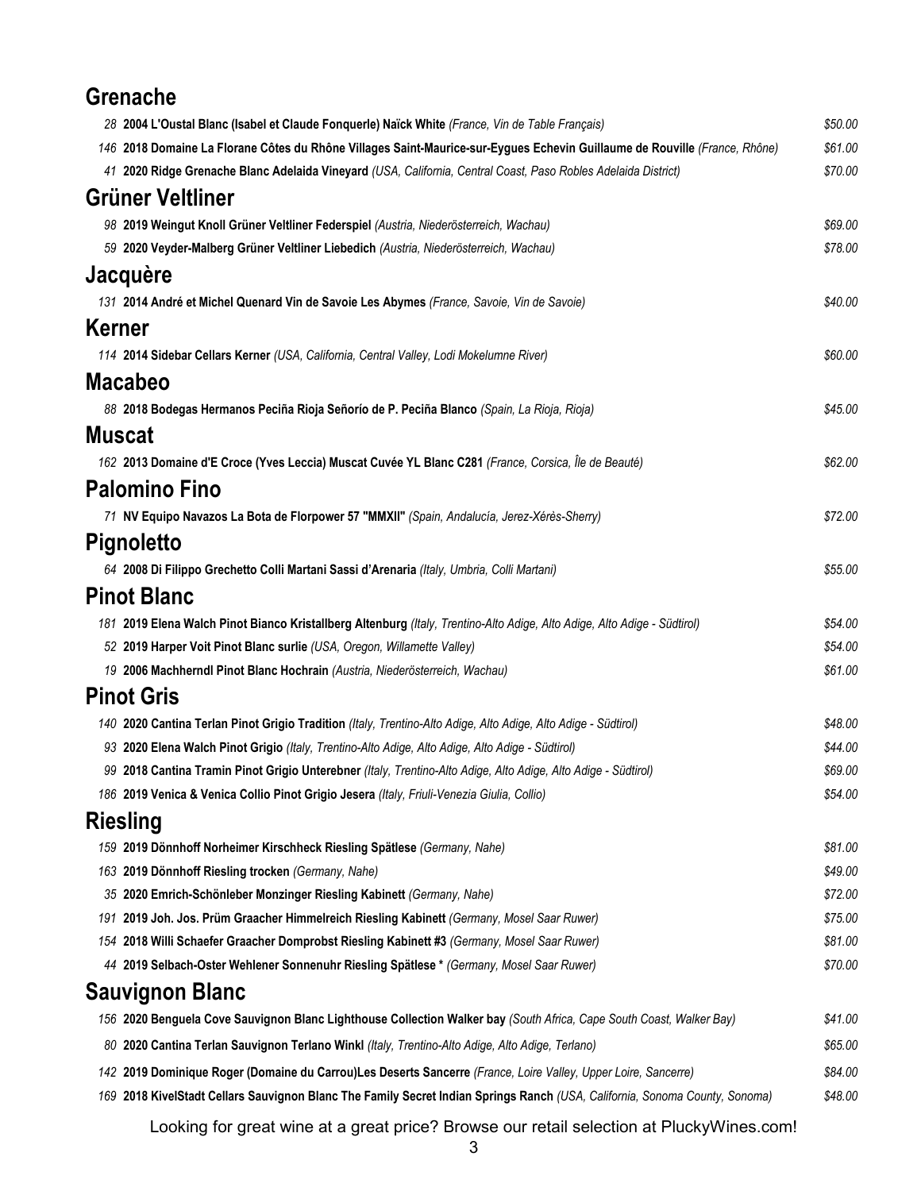## Grenache

28 **2004 L'Oustal Blanc (Isabel et Claude Fonquerle) Naïck White** *(France, Vin de Table Français)* $50.00

146 **2018 Domaine La Florane Côtes du Rhône Villages Saint-Maurice-sur-Eygues Echevin Guillaume de Rouville** *(France, Rhône)* $61.00

41 **2020 Ridge Grenache Blanc Adelaida Vineyard** *(USA, California, Central Coast, Paso Robles Adelaida District)* $70.00

## Grüner Veltliner

98 **2019 Weingut Knoll Grüner Veltliner Federspiel** *(Austria, Niederösterreich, Wachau)* $69.00

59 **2020 Veyder-Malberg Grüner Veltliner Liebedich** *(Austria, Niederösterreich, Wachau)* $78.00

## Jacquère

131 **2014 André et Michel Quenard Vin de Savoie Les Abymes** *(France, Savoie, Vin de Savoie)* $40.00

## Kerner

114 **2014 Sidebar Cellars Kerner** *(USA, California, Central Valley, Lodi Mokelumne River)* $60.00

## Macabeo

88 **2018 Bodegas Hermanos Peciña Rioja Señorío de P. Peciña Blanco** *(Spain, La Rioja, Rioja)* $45.00

## Muscat

162 **2013 Domaine d'E Croce (Yves Leccia) Muscat Cuvée YL Blanc C281** *(France, Corsica, Île de Beauté)* $62.00

## Palomino Fino

71 **NV Equipo Navazos La Bota de Florpower 57 "MMXII"** *(Spain, Andalucía, Jerez-Xérès-Sherry)* $72.00

## Pignoletto

64 **2008 Di Filippo Grechetto Colli Martani Sassi d'Arenaria** *(Italy, Umbria, Colli Martani)* $55.00

## Pinot Blanc

181 **2019 Elena Walch Pinot Bianco Kristallberg Altenburg** *(Italy, Trentino-Alto Adige, Alto Adige, Alto Adige - Südtirol)* $54.00

52 **2019 Harper Voit Pinot Blanc surlie** *(USA, Oregon, Willamette Valley)* $54.00

19 **2006 Machherndl Pinot Blanc Hochrain** *(Austria, Niederösterreich, Wachau)* $61.00

## Pinot Gris

140 **2020 Cantina Terlan Pinot Grigio Tradition** *(Italy, Trentino-Alto Adige, Alto Adige, Alto Adige - Südtirol)* $48.00

93 **2020 Elena Walch Pinot Grigio** *(Italy, Trentino-Alto Adige, Alto Adige, Alto Adige - Südtirol)* $44.00

99 **2018 Cantina Tramin Pinot Grigio Unterebner** *(Italy, Trentino-Alto Adige, Alto Adige, Alto Adige - Südtirol)* $69.00

186 **2019 Venica & Venica Collio Pinot Grigio Jesera** *(Italy, Friuli-Venezia Giulia, Collio)* $54.00

## Riesling

159 **2019 Dönnhoff Norheimer Kirschheck Riesling Spätlese** *(Germany, Nahe)* $81.00

163 **2019 Dönnhoff Riesling trocken** *(Germany, Nahe)* $49.00

35 **2020 Emrich-Schönleber Monzinger Riesling Kabinett** *(Germany, Nahe)* $72.00

191 **2019 Joh. Jos. Prüm Graacher Himmelreich Riesling Kabinett** *(Germany, Mosel Saar Ruwer)* $75.00

154 **2018 Willi Schaefer Graacher Domprobst Riesling Kabinett #3** *(Germany, Mosel Saar Ruwer)* $81.00

44 **2019 Selbach-Oster Wehlener Sonnenuhr Riesling Spätlese *** *(Germany, Mosel Saar Ruwer)* $70.00

## Sauvignon Blanc

156 **2020 Benguela Cove Sauvignon Blanc Lighthouse Collection Walker bay** *(South Africa, Cape South Coast, Walker Bay)* $41.00

80 **2020 Cantina Terlan Sauvignon Terlano Winkl** *(Italy, Trentino-Alto Adige, Alto Adige, Terlano)* $65.00

142 **2019 Dominique Roger (Domaine du Carrou)Les Deserts Sancerre** *(France, Loire Valley, Upper Loire, Sancerre)* $84.00

169 **2018 KivelStadt Cellars Sauvignon Blanc The Family Secret Indian Springs Ranch** *(USA, California, Sonoma County, Sonoma)* $48.00

Looking for great wine at a great price? Browse our retail selection at PluckyWines.com!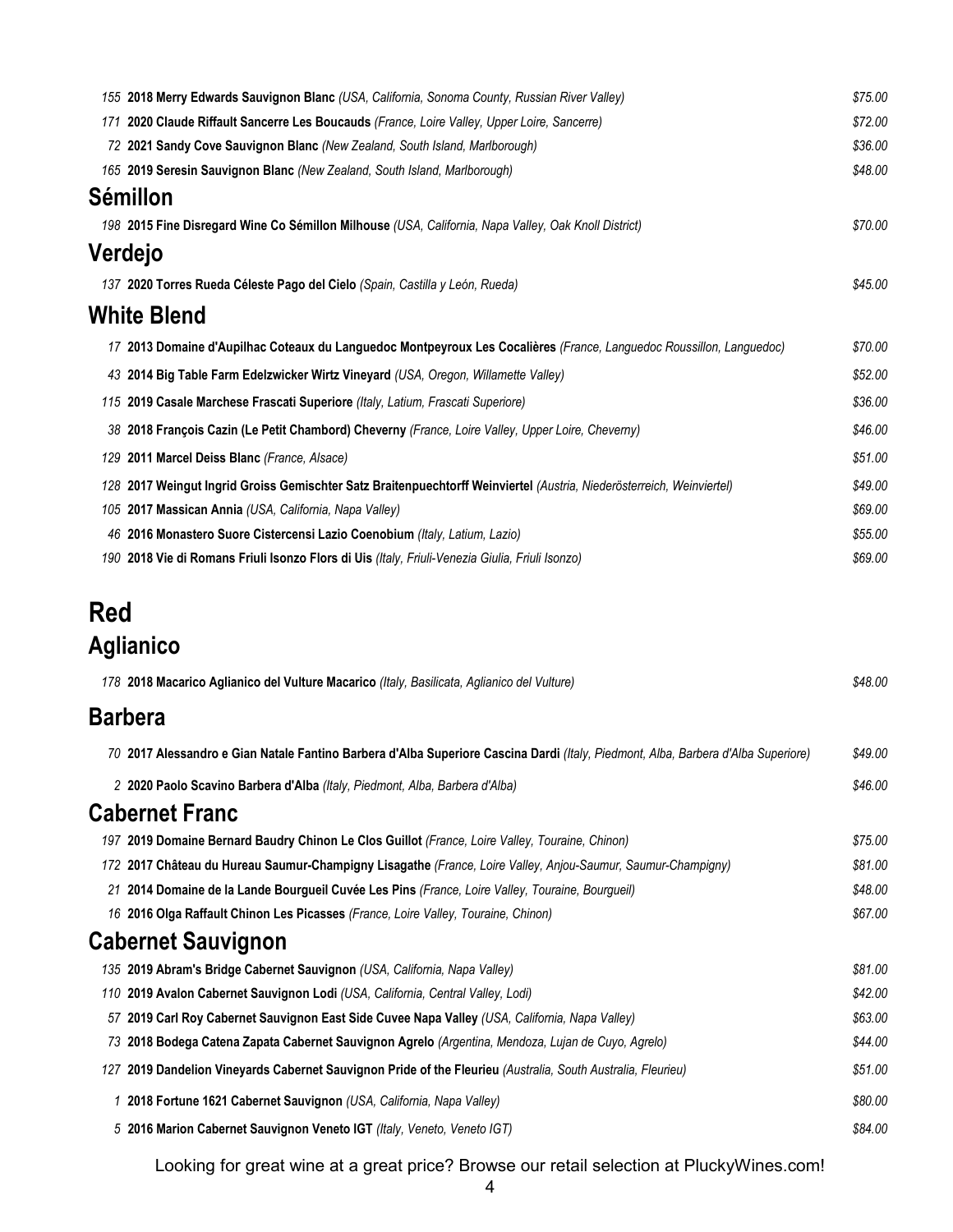155 **2018 Merry Edwards Sauvignon Blanc** *(USA, California, Sonoma County, Russian River Valley)* *$75.00*

171 **2020 Claude Riffault Sancerre Les Boucauds** *(France, Loire Valley, Upper Loire, Sancerre)* *$72.00*

72 **2021 Sandy Cove Sauvignon Blanc** *(New Zealand, South Island, Marlborough)* *$36.00*

165 **2019 Seresin Sauvignon Blanc** *(New Zealand, South Island, Marlborough)* *$48.00*

## Sémillon

198 **2015 Fine Disregard Wine Co Sémillon Milhouse** *(USA, California, Napa Valley, Oak Knoll District)* *$70.00*

## Verdejo

137 **2020 Torres Rueda Céleste Pago del Cielo** *(Spain, Castilla y León, Rueda)* *$45.00*

## White Blend

17 **2013 Domaine d'Aupilhac Coteaux du Languedoc Montpeyroux Les Cocalières** *(France, Languedoc Roussillon, Languedoc)* *$70.00*

43 **2014 Big Table Farm Edelzwicker Wirtz Vineyard** *(USA, Oregon, Willamette Valley)* *$52.00*

115 **2019 Casale Marchese Frascati Superiore** *(Italy, Latium, Frascati Superiore)* *$36.00*

38 **2018 François Cazin (Le Petit Chambord) Cheverny** *(France, Loire Valley, Upper Loire, Cheverny)* *$46.00*

129 **2011 Marcel Deiss Blanc** *(France, Alsace)* *$51.00*

128 **2017 Weingut Ingrid Groiss Gemischter Satz Braitenpuechtorff Weinviertel** *(Austria, Niederösterreich, Weinviertel)* *$49.00*

105 **2017 Massican Annia** *(USA, California, Napa Valley)* *$69.00*

46 **2016 Monastero Suore Cistercensi Lazio Coenobium** *(Italy, Latium, Lazio)* *$55.00*

190 **2018 Vie di Romans Friuli Isonzo Flors di Uis** *(Italy, Friuli-Venezia Giulia, Friuli Isonzo)* *$69.00*

# Red

## Aglianico

178 **2018 Macarico Aglianico del Vulture Macarico** *(Italy, Basilicata, Aglianico del Vulture)* *$48.00*

## Barbera

70 **2017 Alessandro e Gian Natale Fantino Barbera d'Alba Superiore Cascina Dardi** *(Italy, Piedmont, Alba, Barbera d'Alba Superiore)* *$49.00*

2 **2020 Paolo Scavino Barbera d'Alba** *(Italy, Piedmont, Alba, Barbera d'Alba)* *$46.00*

## Cabernet Franc

197 **2019 Domaine Bernard Baudry Chinon Le Clos Guillot** *(France, Loire Valley, Touraine, Chinon)* *$75.00*

172 **2017 Château du Hureau Saumur-Champigny Lisagathe** *(France, Loire Valley, Anjou-Saumur, Saumur-Champigny)* *$81.00*

21 **2014 Domaine de la Lande Bourgueil Cuvée Les Pins** *(France, Loire Valley, Touraine, Bourgueil)* *$48.00*

16 **2016 Olga Raffault Chinon Les Picasses** *(France, Loire Valley, Touraine, Chinon)* *$67.00*

## Cabernet Sauvignon

135 **2019 Abram's Bridge Cabernet Sauvignon** *(USA, California, Napa Valley)* *$81.00*

110 **2019 Avalon Cabernet Sauvignon Lodi** *(USA, California, Central Valley, Lodi)* *$42.00*

57 **2019 Carl Roy Cabernet Sauvignon East Side Cuvee Napa Valley** *(USA, California, Napa Valley)* *$63.00*

73 **2018 Bodega Catena Zapata Cabernet Sauvignon Agrelo** *(Argentina, Mendoza, Lujan de Cuyo, Agrelo)* *$44.00*

127 **2019 Dandelion Vineyards Cabernet Sauvignon Pride of the Fleurieu** *(Australia, South Australia, Fleurieu)* *$51.00*

1 **2018 Fortune 1621 Cabernet Sauvignon** *(USA, California, Napa Valley)* *$80.00*

5 **2016 Marion Cabernet Sauvignon Veneto IGT** *(Italy, Veneto, Veneto IGT)* *$84.00*

Looking for great wine at a great price? Browse our retail selection at PluckyWines.com!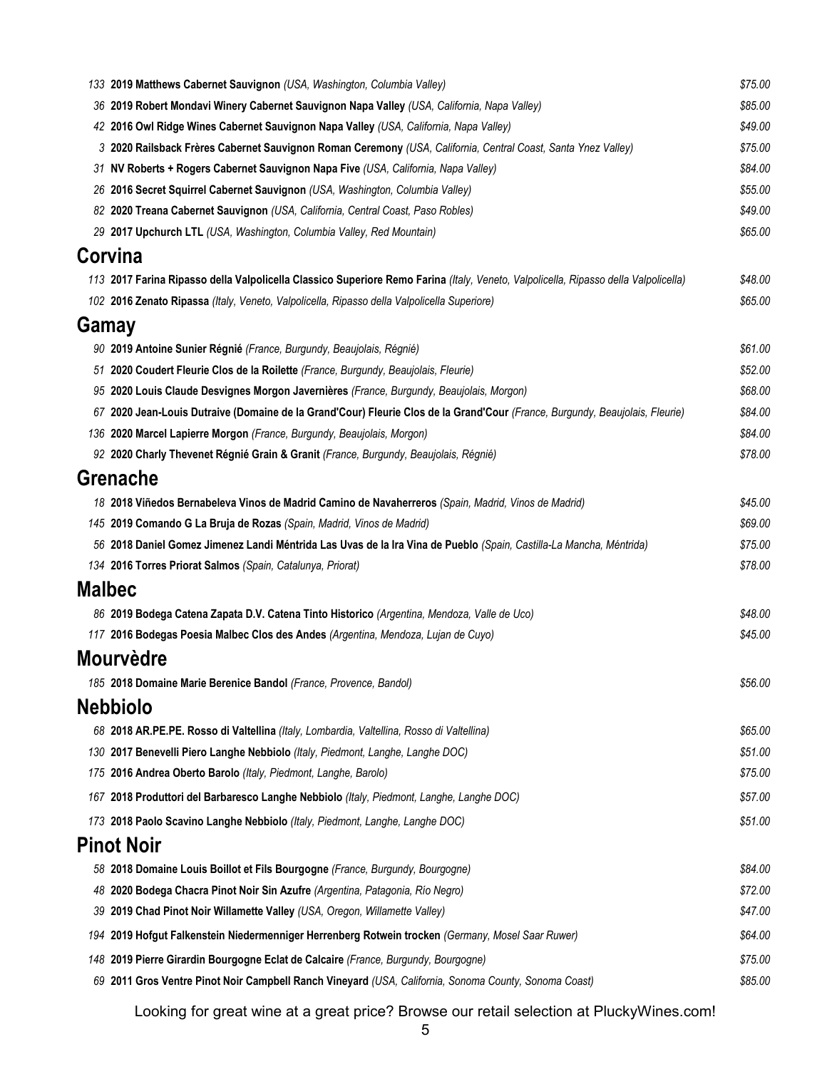133 **2019 Matthews Cabernet Sauvignon** *(USA, Washington, Columbia Valley)* *$75.00*

36 **2019 Robert Mondavi Winery Cabernet Sauvignon Napa Valley** *(USA, California, Napa Valley)* *$85.00*

42 **2016 Owl Ridge Wines Cabernet Sauvignon Napa Valley** *(USA, California, Napa Valley)* *$49.00*

3 **2020 Railsback Frères Cabernet Sauvignon Roman Ceremony** *(USA, California, Central Coast, Santa Ynez Valley)* *$75.00*

31 **NV Roberts + Rogers Cabernet Sauvignon Napa Five** *(USA, California, Napa Valley)* *$84.00*

26 **2016 Secret Squirrel Cabernet Sauvignon** *(USA, Washington, Columbia Valley)* *$55.00*

82 **2020 Treana Cabernet Sauvignon** *(USA, California, Central Coast, Paso Robles)* *$49.00*

29 **2017 Upchurch LTL** *(USA, Washington, Columbia Valley, Red Mountain)* *$65.00*

## Corvina

113 **2017 Farina Ripasso della Valpolicella Classico Superiore Remo Farina** *(Italy, Veneto, Valpolicella, Ripasso della Valpolicella)* *$48.00*

102 **2016 Zenato Ripassa** *(Italy, Veneto, Valpolicella, Ripasso della Valpolicella Superiore)* *$65.00*

## Gamay

90 **2019 Antoine Sunier Régnié** *(France, Burgundy, Beaujolais, Régnié)* *$61.00*

51 **2020 Coudert Fleurie Clos de la Roilette** *(France, Burgundy, Beaujolais, Fleurie)* *$52.00*

95 **2020 Louis Claude Desvignes Morgon Javernières** *(France, Burgundy, Beaujolais, Morgon)* *$68.00*

67 **2020 Jean-Louis Dutraive (Domaine de la Grand'Cour) Fleurie Clos de la Grand'Cour** *(France, Burgundy, Beaujolais, Fleurie)* *$84.00*

136 **2020 Marcel Lapierre Morgon** *(France, Burgundy, Beaujolais, Morgon)* *$84.00*

92 **2020 Charly Thevenet Régnié Grain & Granit** *(France, Burgundy, Beaujolais, Régnié)* *$78.00*

## Grenache

18 **2018 Viñedos Bernabeleva Vinos de Madrid Camino de Navaherreros** *(Spain, Madrid, Vinos de Madrid)* *$45.00*

145 **2019 Comando G La Bruja de Rozas** *(Spain, Madrid, Vinos de Madrid)* *$69.00*

56 **2018 Daniel Gomez Jimenez Landi Méntrida Las Uvas de la Ira Vina de Pueblo** *(Spain, Castilla-La Mancha, Méntrida)* *$75.00*

134 **2016 Torres Priorat Salmos** *(Spain, Catalunya, Priorat)* *$78.00*

## Malbec

86 **2019 Bodega Catena Zapata D.V. Catena Tinto Historico** *(Argentina, Mendoza, Valle de Uco)* *$48.00*

117 **2016 Bodegas Poesia Malbec Clos des Andes** *(Argentina, Mendoza, Lujan de Cuyo)* *$45.00*

## Mourvèdre

185 **2018 Domaine Marie Berenice Bandol** *(France, Provence, Bandol)* *$56.00*

## Nebbiolo

68 **2018 AR.PE.PE. Rosso di Valtellina** *(Italy, Lombardia, Valtellina, Rosso di Valtellina)* *$65.00*

130 **2017 Benevelli Piero Langhe Nebbiolo** *(Italy, Piedmont, Langhe, Langhe DOC)* *$51.00*

175 **2016 Andrea Oberto Barolo** *(Italy, Piedmont, Langhe, Barolo)* *$75.00*

167 **2018 Produttori del Barbaresco Langhe Nebbiolo** *(Italy, Piedmont, Langhe, Langhe DOC)* *$57.00*

173 **2018 Paolo Scavino Langhe Nebbiolo** *(Italy, Piedmont, Langhe, Langhe DOC)* *$51.00*

## Pinot Noir

58 **2018 Domaine Louis Boillot et Fils Bourgogne** *(France, Burgundy, Bourgogne)* *$84.00*

48 **2020 Bodega Chacra Pinot Noir Sin Azufre** *(Argentina, Patagonia, Río Negro)* *$72.00*

39 **2019 Chad Pinot Noir Willamette Valley** *(USA, Oregon, Willamette Valley)* *$47.00*

194 **2019 Hofgut Falkenstein Niedermenniger Herrenberg Rotwein trocken** *(Germany, Mosel Saar Ruwer)* *$64.00*

148 **2019 Pierre Girardin Bourgogne Eclat de Calcaire** *(France, Burgundy, Bourgogne)* *$75.00*

69 **2011 Gros Ventre Pinot Noir Campbell Ranch Vineyard** *(USA, California, Sonoma County, Sonoma Coast)* *$85.00*

Looking for great wine at a great price? Browse our retail selection at PluckyWines.com!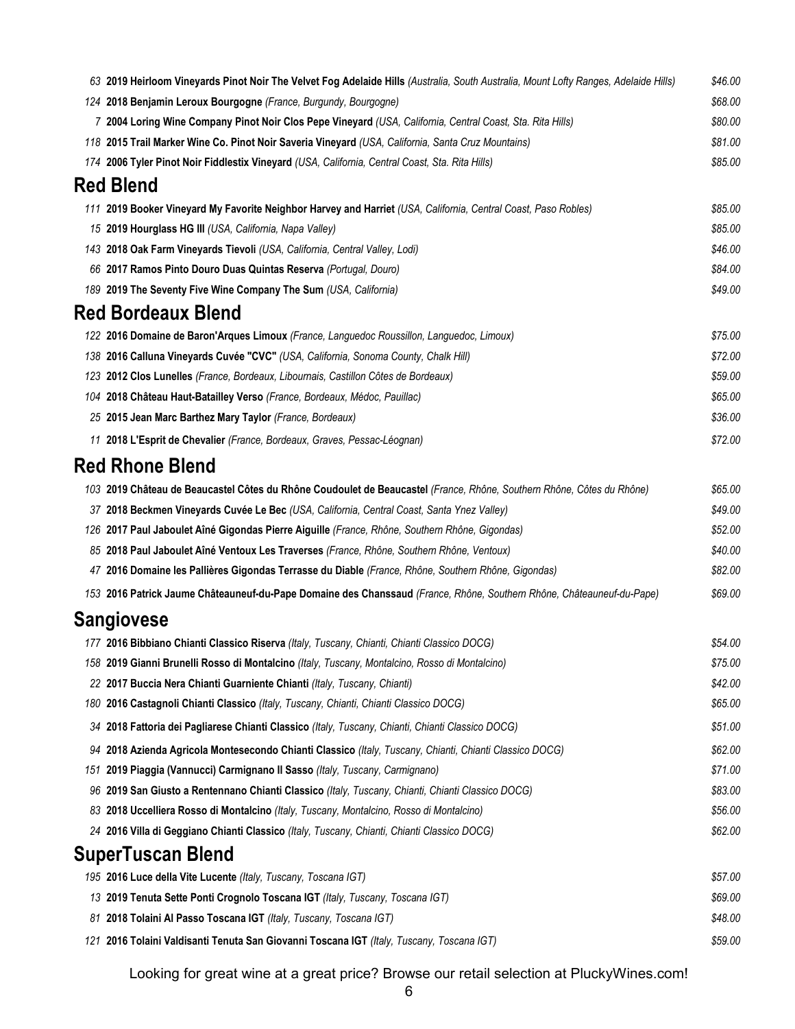63 **2019 Heirloom Vineyards Pinot Noir The Velvet Fog Adelaide Hills** *(Australia, South Australia, Mount Lofty Ranges, Adelaide Hills)* *$46.00*

124 **2018 Benjamin Leroux Bourgogne** *(France, Burgundy, Bourgogne)* *$68.00*

7 **2004 Loring Wine Company Pinot Noir Clos Pepe Vineyard** *(USA, California, Central Coast, Sta. Rita Hills)* *$80.00*

118 **2015 Trail Marker Wine Co. Pinot Noir Saveria Vineyard** *(USA, California, Santa Cruz Mountains)* *$81.00*

174 **2006 Tyler Pinot Noir Fiddlestix Vineyard** *(USA, California, Central Coast, Sta. Rita Hills)* *$85.00*

## Red Blend

111 **2019 Booker Vineyard My Favorite Neighbor Harvey and Harriet** *(USA, California, Central Coast, Paso Robles)* *$85.00*

15 **2019 Hourglass HG III** *(USA, California, Napa Valley)* *$85.00*

143 **2018 Oak Farm Vineyards Tievoli** *(USA, California, Central Valley, Lodi)* *$46.00*

66 **2017 Ramos Pinto Douro Duas Quintas Reserva** *(Portugal, Douro)* *$84.00*

189 **2019 The Seventy Five Wine Company The Sum** *(USA, California)* *$49.00*

## Red Bordeaux Blend

122 **2016 Domaine de Baron'Arques Limoux** *(France, Languedoc Roussillon, Languedoc, Limoux)* *$75.00*

138 **2016 Calluna Vineyards Cuvée "CVC"** *(USA, California, Sonoma County, Chalk Hill)* *$72.00*

123 **2012 Clos Lunelles** *(France, Bordeaux, Libournais, Castillon Côtes de Bordeaux)* *$59.00*

104 **2018 Château Haut-Batailley Verso** *(France, Bordeaux, Médoc, Pauillac)* *$65.00*

25 **2015 Jean Marc Barthez Mary Taylor** *(France, Bordeaux)* *$36.00*

11 **2018 L'Esprit de Chevalier** *(France, Bordeaux, Graves, Pessac-Léognan)* *$72.00*

## Red Rhone Blend

103 **2019 Château de Beaucastel Côtes du Rhône Coudoulet de Beaucastel** *(France, Rhône, Southern Rhône, Côtes du Rhône)* *$65.00*

37 **2018 Beckmen Vineyards Cuvée Le Bec** *(USA, California, Central Coast, Santa Ynez Valley)* *$49.00*

126 **2017 Paul Jaboulet Aîné Gigondas Pierre Aiguille** *(France, Rhône, Southern Rhône, Gigondas)* *$52.00*

85 **2018 Paul Jaboulet Aîné Ventoux Les Traverses** *(France, Rhône, Southern Rhône, Ventoux)* *$40.00*

47 **2016 Domaine les Pallières Gigondas Terrasse du Diable** *(France, Rhône, Southern Rhône, Gigondas)* *$82.00*

153 **2016 Patrick Jaume Châteauneuf-du-Pape Domaine des Chanssaud** *(France, Rhône, Southern Rhône, Châteauneuf-du-Pape)* *$69.00*

## Sangiovese

177 **2016 Bibbiano Chianti Classico Riserva** *(Italy, Tuscany, Chianti, Chianti Classico DOCG)* *$54.00*

158 **2019 Gianni Brunelli Rosso di Montalcino** *(Italy, Tuscany, Montalcino, Rosso di Montalcino)* *$75.00*

22 **2017 Buccia Nera Chianti Guarniente Chianti** *(Italy, Tuscany, Chianti)* *$42.00*

180 **2016 Castagnoli Chianti Classico** *(Italy, Tuscany, Chianti, Chianti Classico DOCG)* *$65.00*

34 **2018 Fattoria dei Pagliarese Chianti Classico** *(Italy, Tuscany, Chianti, Chianti Classico DOCG)* *$51.00*

94 **2018 Azienda Agricola Montesecondo Chianti Classico** *(Italy, Tuscany, Chianti, Chianti Classico DOCG)* *$62.00*

151 **2019 Piaggia (Vannucci) Carmignano Il Sasso** *(Italy, Tuscany, Carmignano)* *$71.00*

96 **2019 San Giusto a Rentennano Chianti Classico** *(Italy, Tuscany, Chianti, Chianti Classico DOCG)* *$83.00*

83 **2018 Uccelliera Rosso di Montalcino** *(Italy, Tuscany, Montalcino, Rosso di Montalcino)* *$56.00*

24 **2016 Villa di Geggiano Chianti Classico** *(Italy, Tuscany, Chianti, Chianti Classico DOCG)* *$62.00*

## SuperTuscan Blend

195 **2016 Luce della Vite Lucente** *(Italy, Tuscany, Toscana IGT)* *$57.00*

13 **2019 Tenuta Sette Ponti Crognolo Toscana IGT** *(Italy, Tuscany, Toscana IGT)* *$69.00*

81 **2018 Tolaini Al Passo Toscana IGT** *(Italy, Tuscany, Toscana IGT)* *$48.00*

121 **2016 Tolaini Valdisanti Tenuta San Giovanni Toscana IGT** *(Italy, Tuscany, Toscana IGT)* *$59.00*

Looking for great wine at a great price? Browse our retail selection at PluckyWines.com!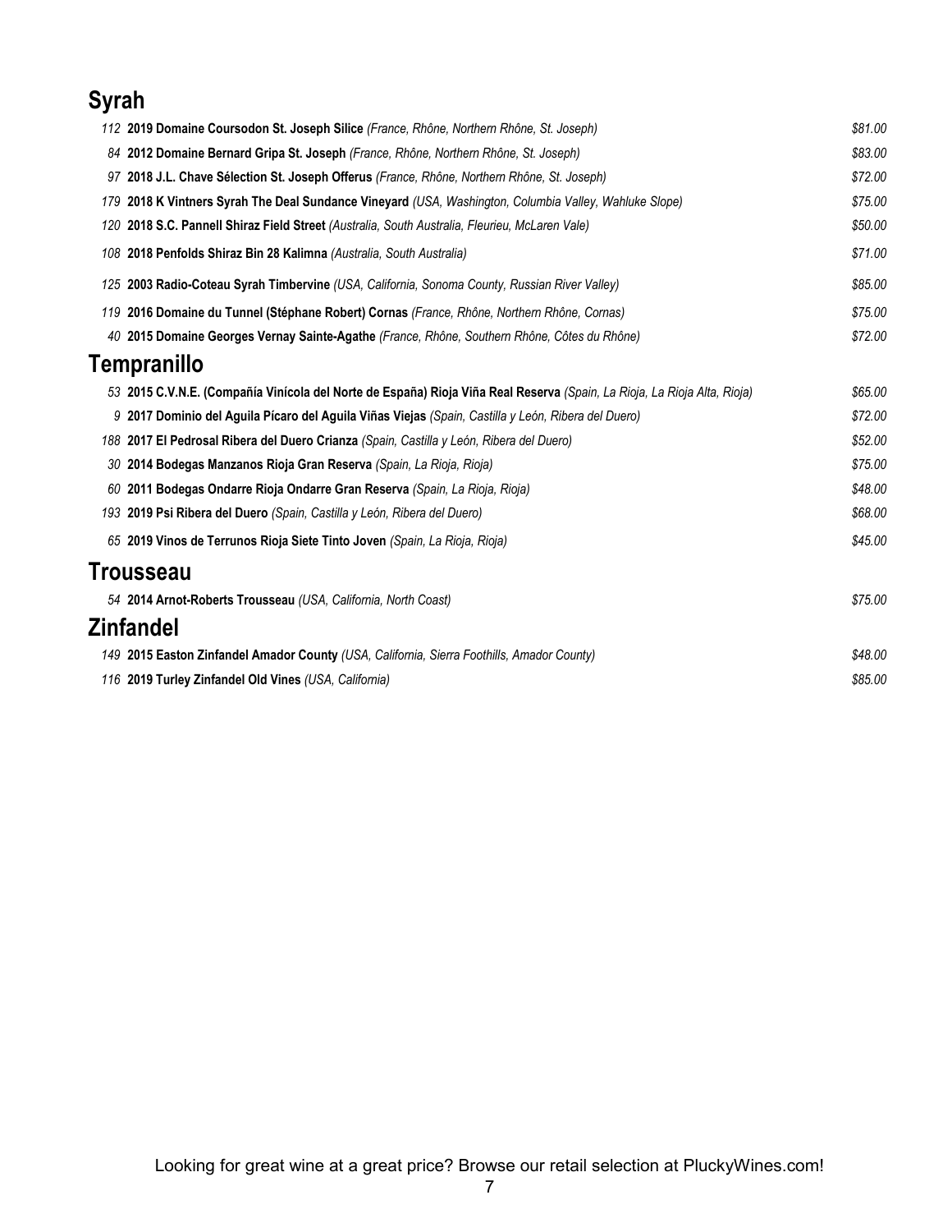## Syrah

| | | |
|---|---|---|
| *112* | **2019 Domaine Coursodon St. Joseph Silice** *(France, Rhône, Northern Rhône, St. Joseph)* | *$81.00* |
| *84* | **2012 Domaine Bernard Gripa St. Joseph** *(France, Rhône, Northern Rhône, St. Joseph)* | *$83.00* |
| *97* | **2018 J.L. Chave Sélection St. Joseph Offerus** *(France, Rhône, Northern Rhône, St. Joseph)* | *$72.00* |
| *179* | **2018 K Vintners Syrah The Deal Sundance Vineyard** *(USA, Washington, Columbia Valley, Wahluke Slope)* | *$75.00* |
| *120* | **2018 S.C. Pannell Shiraz Field Street** *(Australia, South Australia, Fleurieu, McLaren Vale)* | *$50.00* |
| *108* | **2018 Penfolds Shiraz Bin 28 Kalimna** *(Australia, South Australia)* | *$71.00* |
| *125* | **2003 Radio-Coteau Syrah Timbervine** *(USA, California, Sonoma County, Russian River Valley)* | *$85.00* |
| *119* | **2016 Domaine du Tunnel (Stéphane Robert) Cornas** *(France, Rhône, Northern Rhône, Cornas)* | *$75.00* |
| *40* | **2015 Domaine Georges Vernay Sainte-Agathe** *(France, Rhône, Southern Rhône, Côtes du Rhône)* | *$72.00* |

## Tempranillo

| | | |
|---|---|---|
| *53* | **2015 C.V.N.E. (Compañía Vinícola del Norte de España) Rioja Viña Real Reserva** *(Spain, La Rioja, La Rioja Alta, Rioja)* | *$65.00* |
| *9* | **2017 Dominio del Aguila Pícaro del Aguila Viñas Viejas** *(Spain, Castilla y León, Ribera del Duero)* | *$72.00* |
| *188* | **2017 El Pedrosal Ribera del Duero Crianza** *(Spain, Castilla y León, Ribera del Duero)* | *$52.00* |
| *30* | **2014 Bodegas Manzanos Rioja Gran Reserva** *(Spain, La Rioja, Rioja)* | *$75.00* |
| *60* | **2011 Bodegas Ondarre Rioja Ondarre Gran Reserva** *(Spain, La Rioja, Rioja)* | *$48.00* |
| *193* | **2019 Psi Ribera del Duero** *(Spain, Castilla y León, Ribera del Duero)* | *$68.00* |
| *65* | **2019 Vinos de Terrunos Rioja Siete Tinto Joven** *(Spain, La Rioja, Rioja)* | *$45.00* |

## Trousseau

| | | |
|---|---|---|
| *54* | **2014 Arnot-Roberts Trousseau** *(USA, California, North Coast)* | *$75.00* |

## Zinfandel

| | | |
|---|---|---|
| *149* | **2015 Easton Zinfandel Amador County** *(USA, California, Sierra Foothills, Amador County)* | *$48.00* |
| *116* | **2019 Turley Zinfandel Old Vines** *(USA, California)* | *$85.00* |

Looking for great wine at a great price? Browse our retail selection at PluckyWines.com!